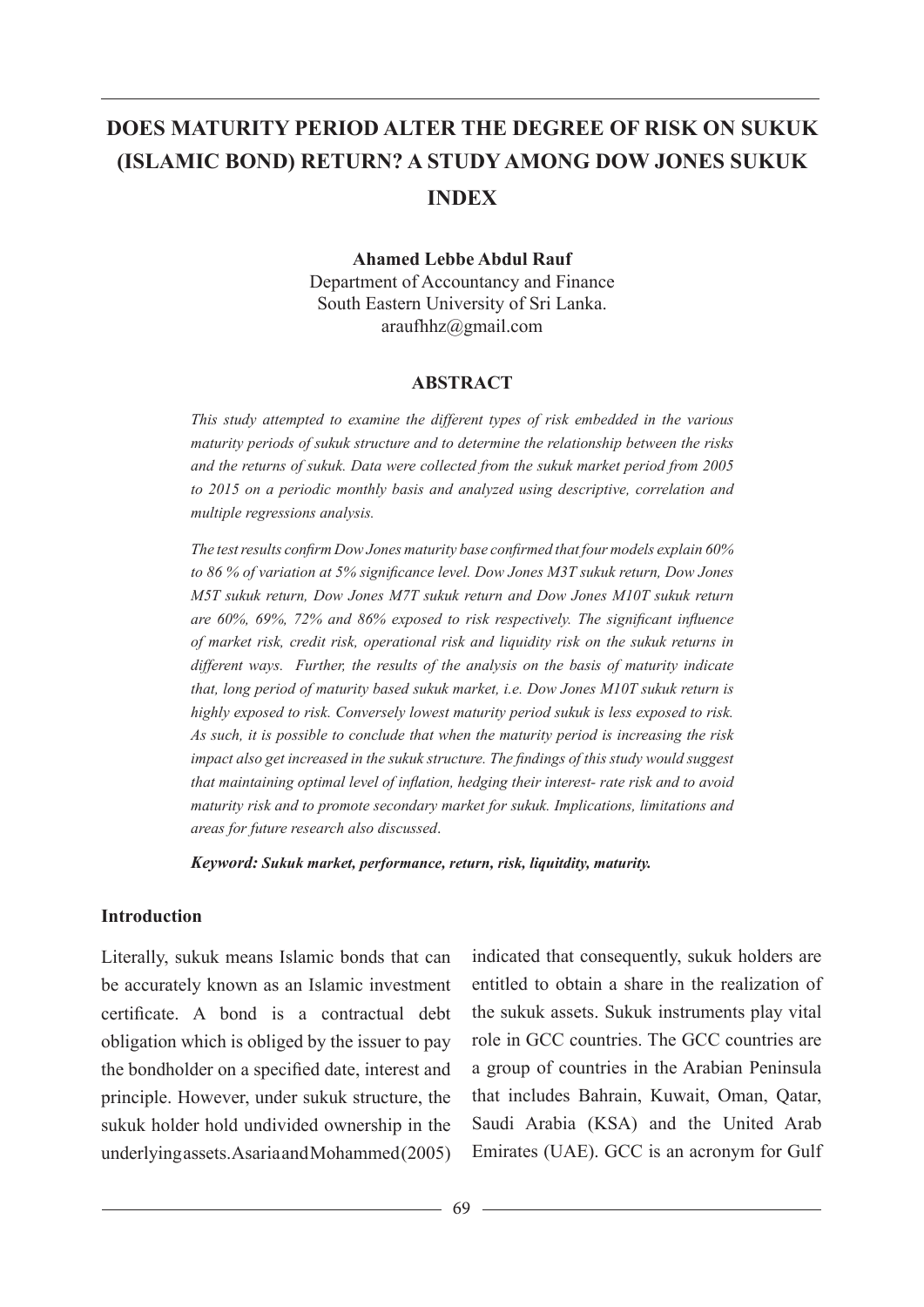# DOES MATURITY PERIOD ALTER THE DEGREE OF RISK ON SUKUK (ISLAMIC BOND) RETURN? A STUDY AMONG DOW JONES SUKUK INDEX

**Ahamed Lebbe Abdul Rauf**

Department of Accountancy and Finance
South Eastern University of Sri Lanka.
araufhhz@gmail.com

## ABSTRACT

*This study attempted to examine the different types of risk embedded in the various maturity periods of sukuk structure and to determine the relationship between the risks and the returns of sukuk. Data were collected from the sukuk market period from 2005 to 2015 on a periodic monthly basis and analyzed using descriptive, correlation and multiple regressions analysis.*

*The test results confirm Dow Jones maturity base confirmed that four models explain 60% to 86 % of variation at 5% significance level. Dow Jones M3T sukuk return, Dow Jones M5T sukuk return, Dow Jones M7T sukuk return and Dow Jones M10T sukuk return are 60%, 69%, 72% and 86% exposed to risk respectively. The significant influence of market risk, credit risk, operational risk and liquidity risk on the sukuk returns in different ways. Further, the results of the analysis on the basis of maturity indicate that, long period of maturity based sukuk market, i.e. Dow Jones M10T sukuk return is highly exposed to risk. Conversely lowest maturity period sukuk is less exposed to risk. As such, it is possible to conclude that when the maturity period is increasing the risk impact also get increased in the sukuk structure. The findings of this study would suggest that maintaining optimal level of inflation, hedging their interest- rate risk and to avoid maturity risk and to promote secondary market for sukuk. Implications, limitations and areas for future research also discussed.*

***Keyword: Sukuk market, performance, return, risk, liquitdity, maturity.***

## Introduction

Literally, sukuk means Islamic bonds that can be accurately known as an Islamic investment certificate. A bond is a contractual debt obligation which is obliged by the issuer to pay the bondholder on a specified date, interest and principle. However, under sukuk structure, the sukuk holder hold undivided ownership in the underlying assets. Asaria and Mohammed (2005) indicated that consequently, sukuk holders are entitled to obtain a share in the realization of the sukuk assets. Sukuk instruments play vital role in GCC countries. The GCC countries are a group of countries in the Arabian Peninsula that includes Bahrain, Kuwait, Oman, Qatar, Saudi Arabia (KSA) and the United Arab Emirates (UAE). GCC is an acronym for Gulf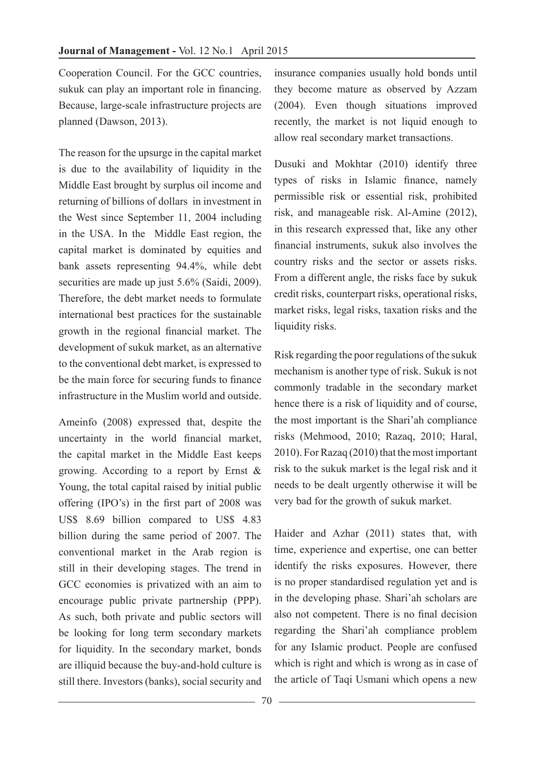Cooperation Council. For the GCC countries, sukuk can play an important role in financing. Because, large-scale infrastructure projects are planned (Dawson, 2013).

The reason for the upsurge in the capital market is due to the availability of liquidity in the Middle East brought by surplus oil income and returning of billions of dollars in investment in the West since September 11, 2004 including in the USA. In the Middle East region, the capital market is dominated by equities and bank assets representing 94.4%, while debt securities are made up just 5.6% (Saidi, 2009). Therefore, the debt market needs to formulate international best practices for the sustainable growth in the regional financial market. The development of sukuk market, as an alternative to the conventional debt market, is expressed to be the main force for securing funds to finance infrastructure in the Muslim world and outside.

Ameinfo (2008) expressed that, despite the uncertainty in the world financial market, the capital market in the Middle East keeps growing. According to a report by Ernst & Young, the total capital raised by initial public offering (IPO's) in the first part of 2008 was US$ 8.69 billion compared to US$ 4.83 billion during the same period of 2007. The conventional market in the Arab region is still in their developing stages. The trend in GCC economies is privatized with an aim to encourage public private partnership (PPP). As such, both private and public sectors will be looking for long term secondary markets for liquidity. In the secondary market, bonds are illiquid because the buy-and-hold culture is still there. Investors (banks), social security and insurance companies usually hold bonds until they become mature as observed by Azzam (2004). Even though situations improved recently, the market is not liquid enough to allow real secondary market transactions.

Dusuki and Mokhtar (2010) identify three types of risks in Islamic finance, namely permissible risk or essential risk, prohibited risk, and manageable risk. Al-Amine (2012), in this research expressed that, like any other financial instruments, sukuk also involves the country risks and the sector or assets risks. From a different angle, the risks face by sukuk credit risks, counterpart risks, operational risks, market risks, legal risks, taxation risks and the liquidity risks.

Risk regarding the poor regulations of the sukuk mechanism is another type of risk. Sukuk is not commonly tradable in the secondary market hence there is a risk of liquidity and of course, the most important is the Shari'ah compliance risks (Mehmood, 2010; Razaq, 2010; Haral, 2010). For Razaq (2010) that the most important risk to the sukuk market is the legal risk and it needs to be dealt urgently otherwise it will be very bad for the growth of sukuk market.

Haider and Azhar (2011) states that, with time, experience and expertise, one can better identify the risks exposures. However, there is no proper standardised regulation yet and is in the developing phase. Shari'ah scholars are also not competent. There is no final decision regarding the Shari'ah compliance problem for any Islamic product. People are confused which is right and which is wrong as in case of the article of Taqi Usmani which opens a new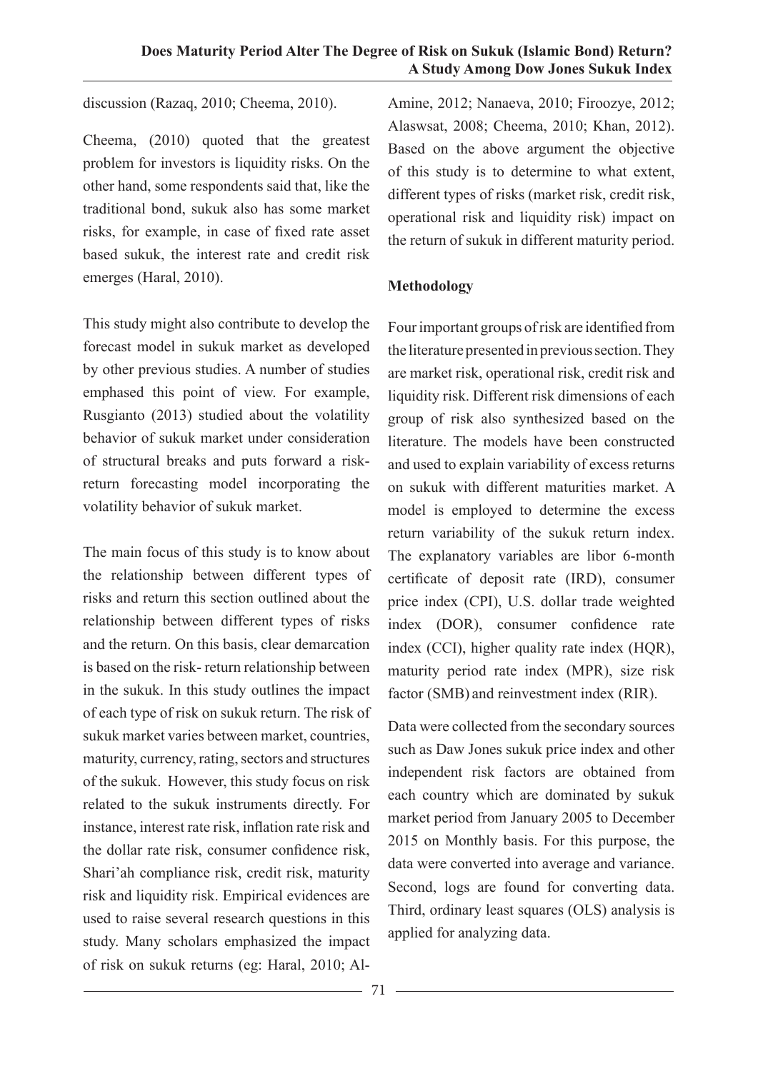discussion (Razaq, 2010; Cheema, 2010).

Cheema, (2010) quoted that the greatest problem for investors is liquidity risks. On the other hand, some respondents said that, like the traditional bond, sukuk also has some market risks, for example, in case of fixed rate asset based sukuk, the interest rate and credit risk emerges (Haral, 2010).

This study might also contribute to develop the forecast model in sukuk market as developed by other previous studies. A number of studies emphased this point of view. For example, Rusgianto (2013) studied about the volatility behavior of sukuk market under consideration of structural breaks and puts forward a risk-return forecasting model incorporating the volatility behavior of sukuk market.

The main focus of this study is to know about the relationship between different types of risks and return this section outlined about the relationship between different types of risks and the return. On this basis, clear demarcation is based on the risk- return relationship between in the sukuk. In this study outlines the impact of each type of risk on sukuk return. The risk of sukuk market varies between market, countries, maturity, currency, rating, sectors and structures of the sukuk. However, this study focus on risk related to the sukuk instruments directly. For instance, interest rate risk, inflation rate risk and the dollar rate risk, consumer confidence risk, Shari'ah compliance risk, credit risk, maturity risk and liquidity risk. Empirical evidences are used to raise several research questions in this study. Many scholars emphasized the impact of risk on sukuk returns (eg: Haral, 2010; Al-Amine, 2012; Nanaeva, 2010; Firoozye, 2012; Alaswsat, 2008; Cheema, 2010; Khan, 2012). Based on the above argument the objective of this study is to determine to what extent, different types of risks (market risk, credit risk, operational risk and liquidity risk) impact on the return of sukuk in different maturity period.

## Methodology

Four important groups of risk are identified from the literature presented in previous section. They are market risk, operational risk, credit risk and liquidity risk. Different risk dimensions of each group of risk also synthesized based on the literature. The models have been constructed and used to explain variability of excess returns on sukuk with different maturities market. A model is employed to determine the excess return variability of the sukuk return index. The explanatory variables are libor 6-month certificate of deposit rate (IRD), consumer price index (CPI), U.S. dollar trade weighted index (DOR), consumer confidence rate index (CCI), higher quality rate index (HQR), maturity period rate index (MPR), size risk factor (SMB) and reinvestment index (RIR).

Data were collected from the secondary sources such as Daw Jones sukuk price index and other independent risk factors are obtained from each country which are dominated by sukuk market period from January 2005 to December 2015 on Monthly basis. For this purpose, the data were converted into average and variance. Second, logs are found for converting data. Third, ordinary least squares (OLS) analysis is applied for analyzing data.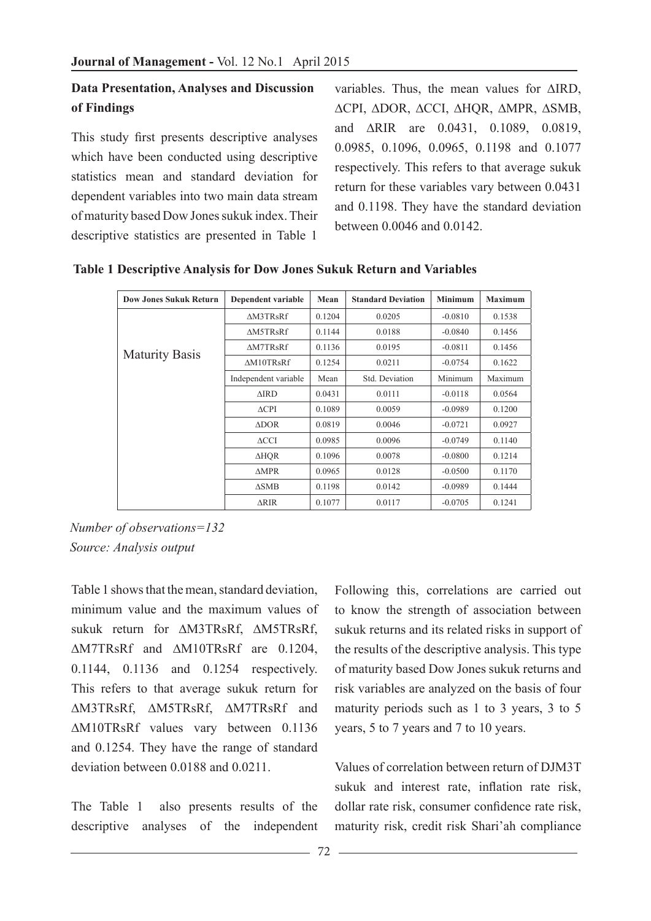## Data Presentation, Analyses and Discussion of Findings

This study first presents descriptive analyses which have been conducted using descriptive statistics mean and standard deviation for dependent variables into two main data stream of maturity based Dow Jones sukuk index. Their descriptive statistics are presented in Table 1 variables. Thus, the mean values for ∆IRD, ∆CPI, ∆DOR, ∆CCI, ∆HQR, ∆MPR, ∆SMB, and ∆RIR are 0.0431, 0.1089, 0.0819, 0.0985, 0.1096, 0.0965, 0.1198 and 0.1077 respectively. This refers to that average sukuk return for these variables vary between 0.0431 and 0.1198. They have the standard deviation between 0.0046 and 0.0142.

**Table 1 Descriptive Analysis for Dow Jones Sukuk Return and Variables**

| Dow Jones Sukuk Return | Dependent variable | Mean | Standard Deviation | Minimum | Maximum |
|---|---|---|---|---|---|
| Maturity Basis | ∆M3TRsRf | 0.1204 | 0.0205 | -0.0810 | 0.1538 |
| | ∆M5TRsRf | 0.1144 | 0.0188 | -0.0840 | 0.1456 |
| | ∆M7TRsRf | 0.1136 | 0.0195 | -0.0811 | 0.1456 |
| | ∆M10TRsRf | 0.1254 | 0.0211 | -0.0754 | 0.1622 |
| | Independent variable | Mean | Std. Deviation | Minimum | Maximum |
| | ∆IRD | 0.0431 | 0.0111 | -0.0118 | 0.0564 |
| | ∆CPI | 0.1089 | 0.0059 | -0.0989 | 0.1200 |
| | ∆DOR | 0.0819 | 0.0046 | -0.0721 | 0.0927 |
| | ∆CCI | 0.0985 | 0.0096 | -0.0749 | 0.1140 |
| | ∆HQR | 0.1096 | 0.0078 | -0.0800 | 0.1214 |
| | ∆MPR | 0.0965 | 0.0128 | -0.0500 | 0.1170 |
| | ∆SMB | 0.1198 | 0.0142 | -0.0989 | 0.1444 |
| | ∆RIR | 0.1077 | 0.0117 | -0.0705 | 0.1241 |

*Number of observations=132*
*Source: Analysis output*

Table 1 shows that the mean, standard deviation, minimum value and the maximum values of sukuk return for ∆M3TRsRf, ∆M5TRsRf, ∆M7TRsRf and ∆M10TRsRf are 0.1204, 0.1144, 0.1136 and 0.1254 respectively. This refers to that average sukuk return for ∆M3TRsRf, ∆M5TRsRf, ∆M7TRsRf and ∆M10TRsRf values vary between 0.1136 and 0.1254. They have the range of standard deviation between 0.0188 and 0.0211.

The Table 1 also presents results of the descriptive analyses of the independent

Following this, correlations are carried out to know the strength of association between sukuk returns and its related risks in support of the results of the descriptive analysis. This type of maturity based Dow Jones sukuk returns and risk variables are analyzed on the basis of four maturity periods such as 1 to 3 years, 3 to 5 years, 5 to 7 years and 7 to 10 years.

Values of correlation between return of DJM3T sukuk and interest rate, inflation rate risk, dollar rate risk, consumer confidence rate risk, maturity risk, credit risk Shari'ah compliance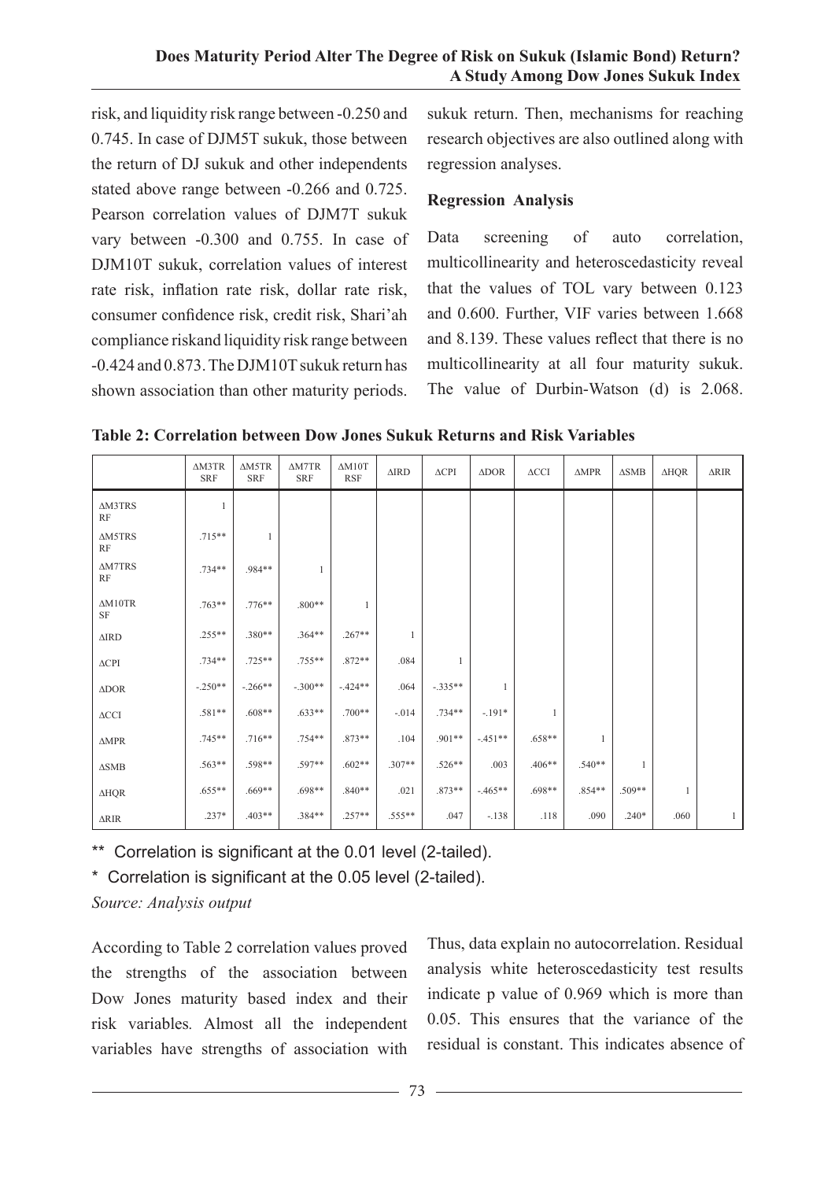risk, and liquidity risk range between -0.250 and 0.745. In case of DJM5T sukuk, those between the return of DJ sukuk and other independents stated above range between -0.266 and 0.725. Pearson correlation values of DJM7T sukuk vary between -0.300 and 0.755. In case of DJM10T sukuk, correlation values of interest rate risk, inflation rate risk, dollar rate risk, consumer confidence risk, credit risk, Shari'ah compliance riskand liquidity risk range between -0.424 and 0.873. The DJM10T sukuk return has shown association than other maturity periods.

**Table 2: Correlation between Dow Jones Sukuk Returns and Risk Variables**

| | ΔM3TR SRF | ΔM5TR SRF | ΔM7TR SRF | ΔM10T RSF | ΔIRD | ΔCPI | ΔDOR | ΔCCI | ΔMPR | ΔSMB | ΔHQR | ΔRIR |
|---|---|---|---|---|---|---|---|---|---|---|---|---|
| ΔM3TRS RF | 1 | | | | | | | | | | | |
| ΔM5TRS RF | .715** | 1 | | | | | | | | | | |
| ΔM7TRS RF | .734** | .984** | 1 | | | | | | | | | |
| ΔM10TR SF | .763** | .776** | .800** | 1 | | | | | | | | |
| ΔIRD | .255** | .380** | .364** | .267** | 1 | | | | | | | |
| ΔCPI | .734** | .725** | .755** | .872** | .084 | 1 | | | | | | |
| ΔDOR | -.250** | -.266** | -.300** | -.424** | .064 | -.335** | 1 | | | | | |
| ΔCCI | .581** | .608** | .633** | .700** | -.014 | .734** | -.191* | 1 | | | | |
| ΔMPR | .745** | .716** | .754** | .873** | .104 | .901** | -.451** | .658** | 1 | | | |
| ΔSMB | .563** | .598** | .597** | .602** | .307** | .526** | .003 | .406** | .540** | 1 | | |
| ΔHQR | .655** | .669** | .698** | .840** | .021 | .873** | -.465** | .698** | .854** | .509** | 1 | |
| ΔRIR | .237* | .403** | .384** | .257** | .555** | .047 | -.138 | .118 | .090 | .240* | .060 | 1 |

** Correlation is significant at the 0.01 level (2-tailed).

* Correlation is significant at the 0.05 level (2-tailed).

*Source: Analysis output*

According to Table 2 correlation values proved the strengths of the association between Dow Jones maturity based index and their risk variables. Almost all the independent variables have strengths of association with sukuk return. Then, mechanisms for reaching research objectives are also outlined along with regression analyses.

### Regression Analysis

Data screening of auto correlation, multicollinearity and heteroscedasticity reveal that the values of TOL vary between 0.123 and 0.600. Further, VIF varies between 1.668 and 8.139. These values reflect that there is no multicollinearity at all four maturity sukuk. The value of Durbin-Watson (d) is 2.068. Thus, data explain no autocorrelation. Residual analysis white heteroscedasticity test results indicate p value of 0.969 which is more than 0.05. This ensures that the variance of the residual is constant. This indicates absence of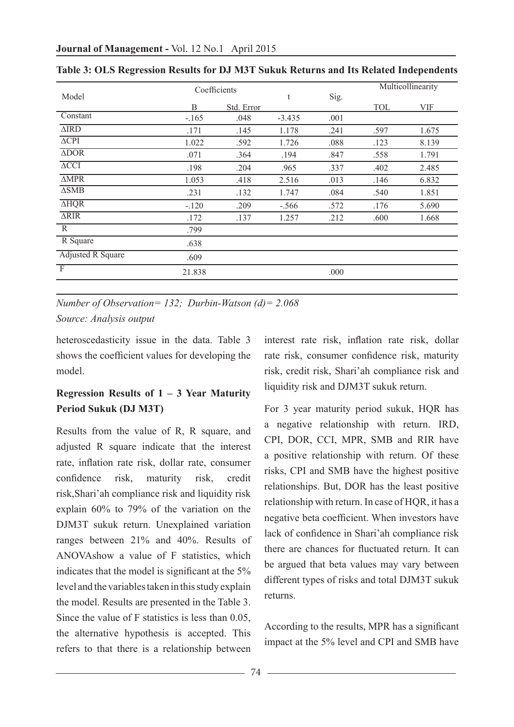**Table 3: OLS Regression Results for DJ M3T Sukuk Returns and Its Related Independents**

| Model | Coefficients | | t | Sig. | Multicollinearity | |
|---|---|---|---|---|---|---|
| | B | Std. Error | | | TOL | VIF |
| Constant | -.165 | .048 | -3.435 | .001 | | |
| ΔIRD | .171 | .145 | 1.178 | .241 | .597 | 1.675 |
| ΔCPI | 1.022 | .592 | 1.726 | .088 | .123 | 8.139 |
| ΔDOR | .071 | .364 | .194 | .847 | .558 | 1.791 |
| ΔCCI | .198 | .204 | .965 | .337 | .402 | 2.485 |
| ΔMPR | 1.053 | .418 | 2.516 | .013 | .146 | 6.832 |
| ΔSMB | .231 | .132 | 1.747 | .084 | .540 | 1.851 |
| ΔHQR | -.120 | .209 | -.566 | .572 | .176 | 5.690 |
| ΔRIR | .172 | .137 | 1.257 | .212 | .600 | 1.668 |
| R | .799 | | | | | |
| R Square | .638 | | | | | |
| Adjusted R Square | .609 | | | | | |
| F | 21.838 | | | .000 | | |

*Number of Observation= 132; Durbin-Watson (d)= 2.068*

*Source: Analysis output*

heteroscedasticity issue in the data. Table 3 shows the coefficient values for developing the model.

### Regression Results of 1 – 3 Year Maturity Period Sukuk (DJ M3T)

Results from the value of R, R square, and adjusted R square indicate that the interest rate, inflation rate risk, dollar rate, consumer confidence risk, maturity risk, credit risk,Shari'ah compliance risk and liquidity risk explain 60% to 79% of the variation on the DJM3T sukuk return. Unexplained variation ranges between 21% and 40%. Results of ANOVAshow a value of F statistics, which indicates that the model is significant at the 5% level and the variables taken in this study explain the model. Results are presented in the Table 3. Since the value of F statistics is less than 0.05, the alternative hypothesis is accepted. This refers to that there is a relationship between interest rate risk, inflation rate risk, dollar rate risk, consumer confidence risk, maturity risk, credit risk, Shari'ah compliance risk and liquidity risk and DJM3T sukuk return.

For 3 year maturity period sukuk, HQR has a negative relationship with return. IRD, CPI, DOR, CCI, MPR, SMB and RIR have a positive relationship with return. Of these risks, CPI and SMB have the highest positive relationships. But, DOR has the least positive relationship with return. In case of HQR, it has a negative beta coefficient. When investors have lack of confidence in Shari'ah compliance risk there are chances for fluctuated return. It can be argued that beta values may vary between different types of risks and total DJM3T sukuk returns.

According to the results, MPR has a significant impact at the 5% level and CPI and SMB have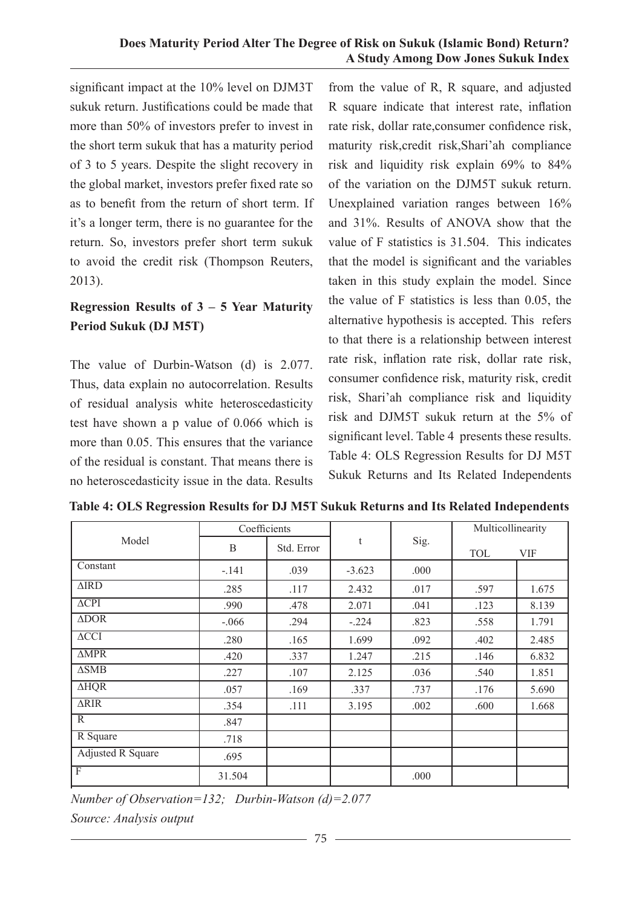significant impact at the 10% level on DJM3T sukuk return. Justifications could be made that more than 50% of investors prefer to invest in the short term sukuk that has a maturity period of 3 to 5 years. Despite the slight recovery in the global market, investors prefer fixed rate so as to benefit from the return of short term. If it's a longer term, there is no guarantee for the return. So, investors prefer short term sukuk to avoid the credit risk (Thompson Reuters, 2013).

**Regression Results of 3 – 5 Year Maturity Period Sukuk (DJ M5T)**

The value of Durbin-Watson (d) is 2.077. Thus, data explain no autocorrelation. Results of residual analysis white heteroscedasticity test have shown a p value of 0.066 which is more than 0.05. This ensures that the variance of the residual is constant. That means there is no heteroscedasticity issue in the data. Results from the value of R, R square, and adjusted R square indicate that interest rate, inflation rate risk, dollar rate,consumer confidence risk, maturity risk,credit risk,Shari'ah compliance risk and liquidity risk explain 69% to 84% of the variation on the DJM5T sukuk return. Unexplained variation ranges between 16% and 31%. Results of ANOVA show that the value of F statistics is 31.504. This indicates that the model is significant and the variables taken in this study explain the model. Since the value of F statistics is less than 0.05, the alternative hypothesis is accepted. This refers to that there is a relationship between interest rate risk, inflation rate risk, dollar rate risk, consumer confidence risk, maturity risk, credit risk, Shari'ah compliance risk and liquidity risk and DJM5T sukuk return at the 5% of significant level. Table 4 presents these results. Table 4: OLS Regression Results for DJ M5T Sukuk Returns and Its Related Independents

**Table 4: OLS Regression Results for DJ M5T Sukuk Returns and Its Related Independents**

| Model | Coefficients | | t | Sig. | Multicollinearity | |
|---|---|---|---|---|---|---|
| | B | Std. Error | | | TOL | VIF |
| Constant | -.141 | .039 | -3.623 | .000 | | |
| ΔIRD | .285 | .117 | 2.432 | .017 | .597 | 1.675 |
| ΔCPI | .990 | .478 | 2.071 | .041 | .123 | 8.139 |
| ΔDOR | -.066 | .294 | -.224 | .823 | .558 | 1.791 |
| ΔCCI | .280 | .165 | 1.699 | .092 | .402 | 2.485 |
| ΔMPR | .420 | .337 | 1.247 | .215 | .146 | 6.832 |
| ΔSMB | .227 | .107 | 2.125 | .036 | .540 | 1.851 |
| ΔHQR | .057 | .169 | .337 | .737 | .176 | 5.690 |
| ΔRIR | .354 | .111 | 3.195 | .002 | .600 | 1.668 |
| R | .847 | | | | | |
| R Square | .718 | | | | | |
| Adjusted R Square | .695 | | | | | |
| F | 31.504 | | | .000 | | |

*Number of Observation=132; Durbin-Watson (d)=2.077*

*Source: Analysis output*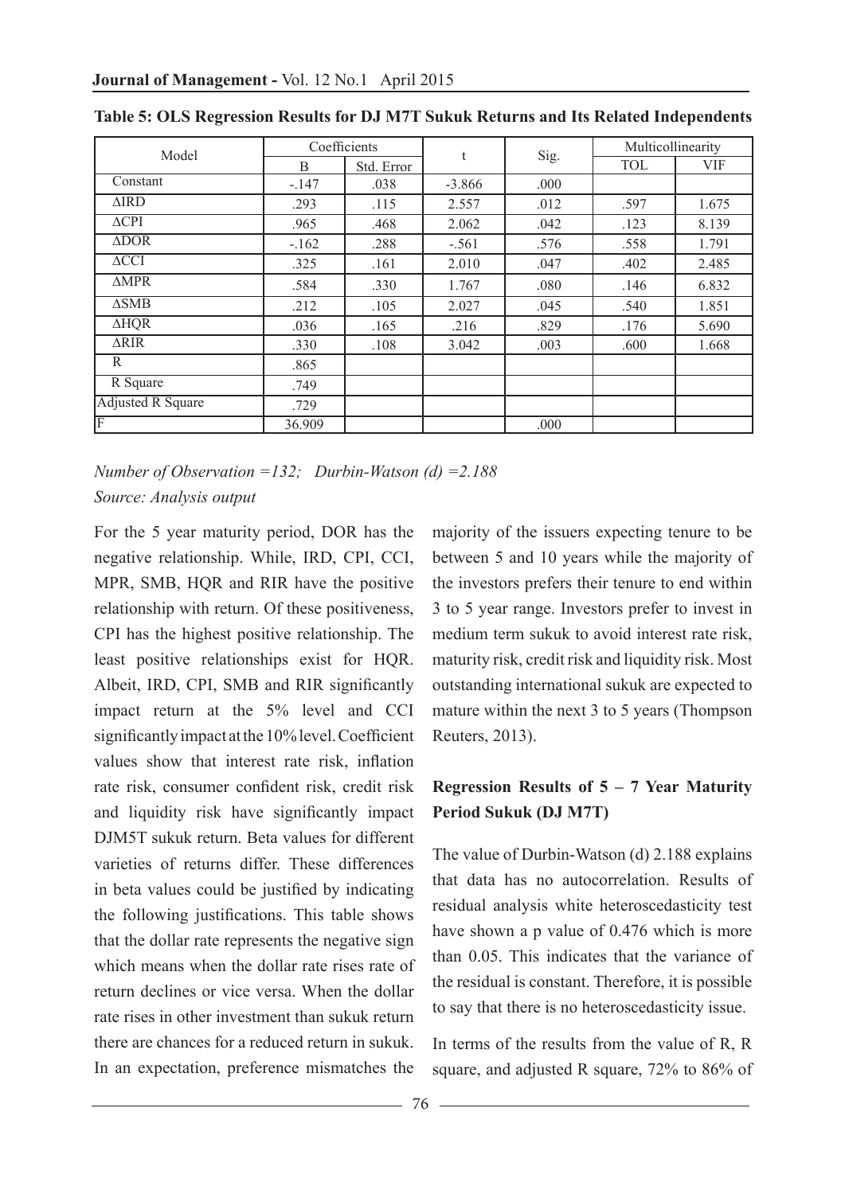**Table 5: OLS Regression Results for DJ M7T Sukuk Returns and Its Related Independents**

| Model | Coefficients | | t | Sig. | Multicollinearity | |
|---|---|---|---|---|---|---|
| | B | Std. Error | | | TOL | VIF |
| Constant | -.147 | .038 | -3.866 | .000 | | |
| ΔIRD | .293 | .115 | 2.557 | .012 | .597 | 1.675 |
| ΔCPI | .965 | .468 | 2.062 | .042 | .123 | 8.139 |
| ΔDOR | -.162 | .288 | -.561 | .576 | .558 | 1.791 |
| ΔCCI | .325 | .161 | 2.010 | .047 | .402 | 2.485 |
| ΔMPR | .584 | .330 | 1.767 | .080 | .146 | 6.832 |
| ΔSMB | .212 | .105 | 2.027 | .045 | .540 | 1.851 |
| ΔHQR | .036 | .165 | .216 | .829 | .176 | 5.690 |
| ΔRIR | .330 | .108 | 3.042 | .003 | .600 | 1.668 |
| R | .865 | | | | | |
| R Square | .749 | | | | | |
| Adjusted R Square | .729 | | | | | |
| F | 36.909 | | | .000 | | |

*Number of Observation =132; Durbin-Watson (d) =2.188*

*Source: Analysis output*

For the 5 year maturity period, DOR has the negative relationship. While, IRD, CPI, CCI, MPR, SMB, HQR and RIR have the positive relationship with return. Of these positiveness, CPI has the highest positive relationship. The least positive relationships exist for HQR. Albeit, IRD, CPI, SMB and RIR significantly impact return at the 5% level and CCI significantly impact at the 10% level. Coefficient values show that interest rate risk, inflation rate risk, consumer confident risk, credit risk and liquidity risk have significantly impact DJM5T sukuk return. Beta values for different varieties of returns differ. These differences in beta values could be justified by indicating the following justifications. This table shows that the dollar rate represents the negative sign which means when the dollar rate rises rate of return declines or vice versa. When the dollar rate rises in other investment than sukuk return there are chances for a reduced return in sukuk. In an expectation, preference mismatches the majority of the issuers expecting tenure to be between 5 and 10 years while the majority of the investors prefers their tenure to end within 3 to 5 year range. Investors prefer to invest in medium term sukuk to avoid interest rate risk, maturity risk, credit risk and liquidity risk. Most outstanding international sukuk are expected to mature within the next 3 to 5 years (Thompson Reuters, 2013).

### Regression Results of 5 – 7 Year Maturity Period Sukuk (DJ M7T)

The value of Durbin-Watson (d) 2.188 explains that data has no autocorrelation. Results of residual analysis white heteroscedasticity test have shown a p value of 0.476 which is more than 0.05. This indicates that the variance of the residual is constant. Therefore, it is possible to say that there is no heteroscedasticity issue.

In terms of the results from the value of R, R square, and adjusted R square, 72% to 86% of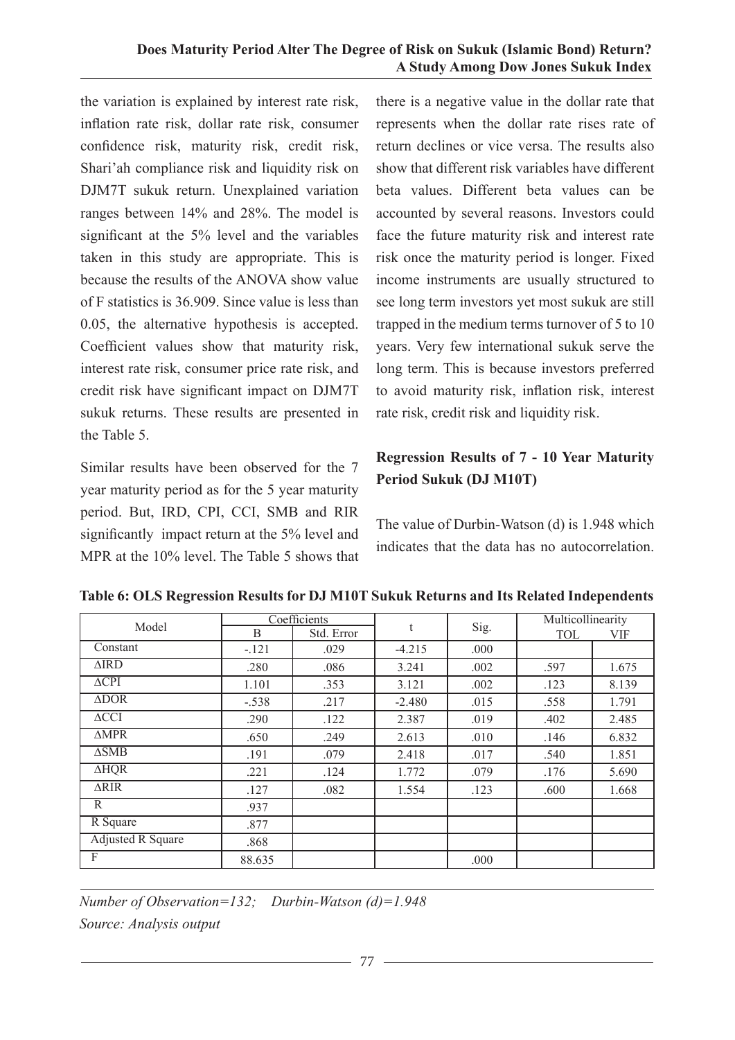the variation is explained by interest rate risk, inflation rate risk, dollar rate risk, consumer confidence risk, maturity risk, credit risk, Shari'ah compliance risk and liquidity risk on DJM7T sukuk return. Unexplained variation ranges between 14% and 28%. The model is significant at the 5% level and the variables taken in this study are appropriate. This is because the results of the ANOVA show value of F statistics is 36.909. Since value is less than 0.05, the alternative hypothesis is accepted. Coefficient values show that maturity risk, interest rate risk, consumer price rate risk, and credit risk have significant impact on DJM7T sukuk returns. These results are presented in the Table 5.

Similar results have been observed for the 7 year maturity period as for the 5 year maturity period. But, IRD, CPI, CCI, SMB and RIR significantly impact return at the 5% level and MPR at the 10% level. The Table 5 shows that there is a negative value in the dollar rate that represents when the dollar rate rises rate of return declines or vice versa. The results also show that different risk variables have different beta values. Different beta values can be accounted by several reasons. Investors could face the future maturity risk and interest rate risk once the maturity period is longer. Fixed income instruments are usually structured to see long term investors yet most sukuk are still trapped in the medium terms turnover of 5 to 10 years. Very few international sukuk serve the long term. This is because investors preferred to avoid maturity risk, inflation risk, interest rate risk, credit risk and liquidity risk.

### Regression Results of 7 - 10 Year Maturity Period Sukuk (DJ M10T)

The value of Durbin-Watson (d) is 1.948 which indicates that the data has no autocorrelation.

**Table 6: OLS Regression Results for DJ M10T Sukuk Returns and Its Related Independents**

| Model | Coefficients | | t | Sig. | Multicollinearity | |
|---|---|---|---|---|---|---|
| | B | Std. Error | | | TOL | VIF |
| Constant | -.121 | .029 | -4.215 | .000 | | |
| ΔIRD | .280 | .086 | 3.241 | .002 | .597 | 1.675 |
| ΔCPI | 1.101 | .353 | 3.121 | .002 | .123 | 8.139 |
| ΔDOR | -.538 | .217 | -2.480 | .015 | .558 | 1.791 |
| ΔCCI | .290 | .122 | 2.387 | .019 | .402 | 2.485 |
| ΔMPR | .650 | .249 | 2.613 | .010 | .146 | 6.832 |
| ΔSMB | .191 | .079 | 2.418 | .017 | .540 | 1.851 |
| ΔHQR | .221 | .124 | 1.772 | .079 | .176 | 5.690 |
| ΔRIR | .127 | .082 | 1.554 | .123 | .600 | 1.668 |
| R | .937 | | | | | |
| R Square | .877 | | | | | |
| Adjusted R Square | .868 | | | | | |
| F | 88.635 | | | .000 | | |

*Number of Observation=132; Durbin-Watson (d)=1.948*

*Source: Analysis output*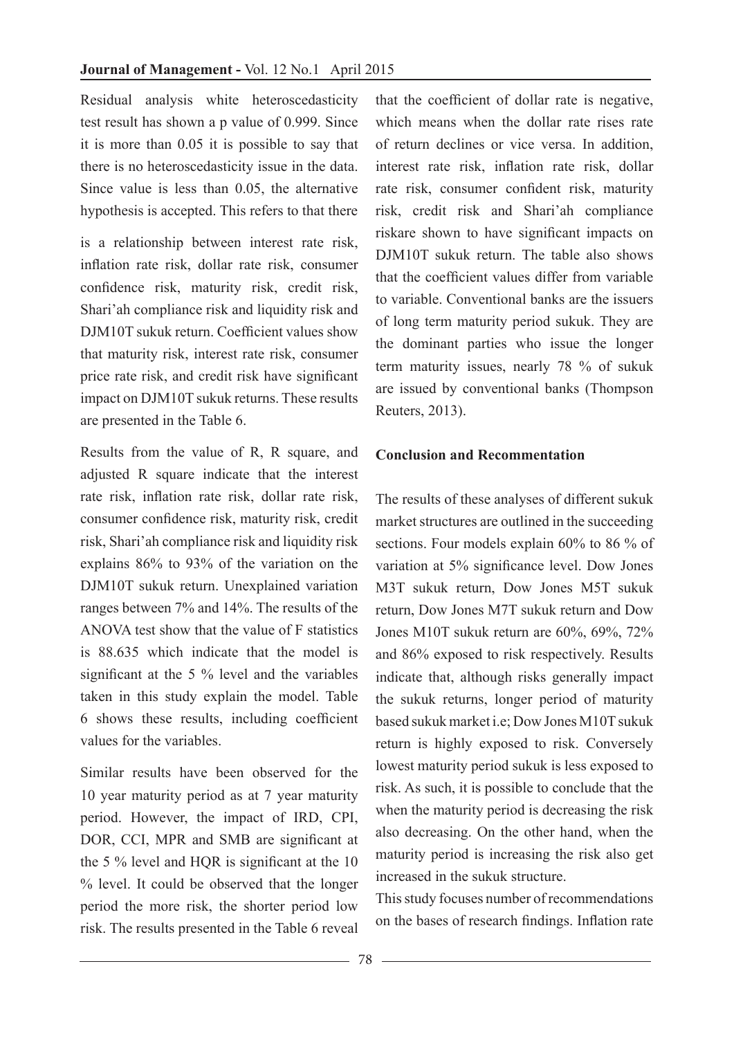Residual analysis white heteroscedasticity test result has shown a p value of 0.999. Since it is more than 0.05 it is possible to say that there is no heteroscedasticity issue in the data. Since value is less than 0.05, the alternative hypothesis is accepted. This refers to that there is a relationship between interest rate risk, inflation rate risk, dollar rate risk, consumer confidence risk, maturity risk, credit risk, Shari'ah compliance risk and liquidity risk and DJM10T sukuk return. Coefficient values show that maturity risk, interest rate risk, consumer price rate risk, and credit risk have significant impact on DJM10T sukuk returns. These results are presented in the Table 6.

Results from the value of R, R square, and adjusted R square indicate that the interest rate risk, inflation rate risk, dollar rate risk, consumer confidence risk, maturity risk, credit risk, Shari'ah compliance risk and liquidity risk explains 86% to 93% of the variation on the DJM10T sukuk return. Unexplained variation ranges between 7% and 14%. The results of the ANOVA test show that the value of F statistics is 88.635 which indicate that the model is significant at the 5 % level and the variables taken in this study explain the model. Table 6 shows these results, including coefficient values for the variables.

Similar results have been observed for the 10 year maturity period as at 7 year maturity period. However, the impact of IRD, CPI, DOR, CCI, MPR and SMB are significant at the 5 % level and HQR is significant at the 10 % level. It could be observed that the longer period the more risk, the shorter period low risk. The results presented in the Table 6 reveal that the coefficient of dollar rate is negative, which means when the dollar rate rises rate of return declines or vice versa. In addition, interest rate risk, inflation rate risk, dollar rate risk, consumer confident risk, maturity risk, credit risk and Shari'ah compliance riskare shown to have significant impacts on DJM10T sukuk return. The table also shows that the coefficient values differ from variable to variable. Conventional banks are the issuers of long term maturity period sukuk. They are the dominant parties who issue the longer term maturity issues, nearly 78 % of sukuk are issued by conventional banks (Thompson Reuters, 2013).

## Conclusion and Recommentation

The results of these analyses of different sukuk market structures are outlined in the succeeding sections. Four models explain 60% to 86 % of variation at 5% significance level. Dow Jones M3T sukuk return, Dow Jones M5T sukuk return, Dow Jones M7T sukuk return and Dow Jones M10T sukuk return are 60%, 69%, 72% and 86% exposed to risk respectively. Results indicate that, although risks generally impact the sukuk returns, longer period of maturity based sukuk market i.e; Dow Jones M10T sukuk return is highly exposed to risk. Conversely lowest maturity period sukuk is less exposed to risk. As such, it is possible to conclude that the when the maturity period is decreasing the risk also decreasing. On the other hand, when the maturity period is increasing the risk also get increased in the sukuk structure.

This study focuses number of recommendations on the bases of research findings. Inflation rate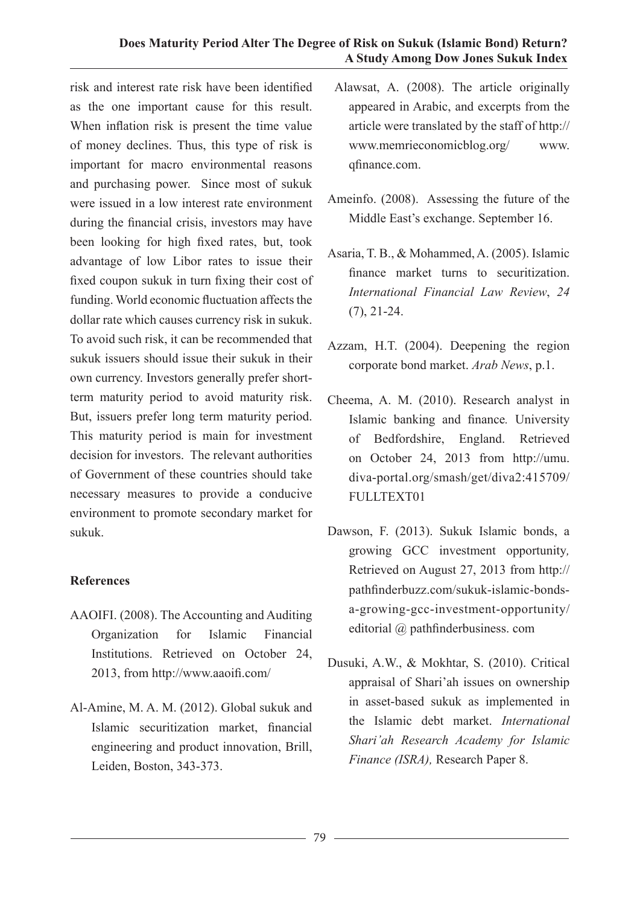risk and interest rate risk have been identified as the one important cause for this result. When inflation risk is present the time value of money declines. Thus, this type of risk is important for macro environmental reasons and purchasing power. Since most of sukuk were issued in a low interest rate environment during the financial crisis, investors may have been looking for high fixed rates, but, took advantage of low Libor rates to issue their fixed coupon sukuk in turn fixing their cost of funding. World economic fluctuation affects the dollar rate which causes currency risk in sukuk. To avoid such risk, it can be recommended that sukuk issuers should issue their sukuk in their own currency. Investors generally prefer short-term maturity period to avoid maturity risk. But, issuers prefer long term maturity period. This maturity period is main for investment decision for investors. The relevant authorities of Government of these countries should take necessary measures to provide a conducive environment to promote secondary market for sukuk.

## References

AAOIFI. (2008). The Accounting and Auditing Organization for Islamic Financial Institutions. Retrieved on October 24, 2013, from http://www.aaoifi.com/

Al-Amine, M. A. M. (2012). Global sukuk and Islamic securitization market, financial engineering and product innovation, Brill, Leiden, Boston, 343-373.

Alawsat, A. (2008). The article originally appeared in Arabic, and excerpts from the article were translated by the staff of http://www.memrieconomicblog.org/ www.qfinance.com.

Ameinfo. (2008). Assessing the future of the Middle East's exchange. September 16.

Asaria, T. B., & Mohammed, A. (2005). Islamic finance market turns to securitization. *International Financial Law Review*, *24* (7), 21-24.

Azzam, H.T. (2004). Deepening the region corporate bond market. *Arab News*, p.1.

Cheema, A. M. (2010). Research analyst in Islamic banking and finance*.* University of Bedfordshire, England. Retrieved on October 24, 2013 from http://umu.diva-portal.org/smash/get/diva2:415709/FULLTEXT01

Dawson, F. (2013). Sukuk Islamic bonds, a growing GCC investment opportunity*,* Retrieved on August 27, 2013 from http://pathfinderbuzz.com/sukuk-islamic-bonds-a-growing-gcc-investment-opportunity/ editorial @ pathfinderbusiness. com

Dusuki, A.W., & Mokhtar, S. (2010). Critical appraisal of Shari'ah issues on ownership in asset-based sukuk as implemented in the Islamic debt market. *International Shari'ah Research Academy for Islamic Finance (ISRA),* Research Paper 8.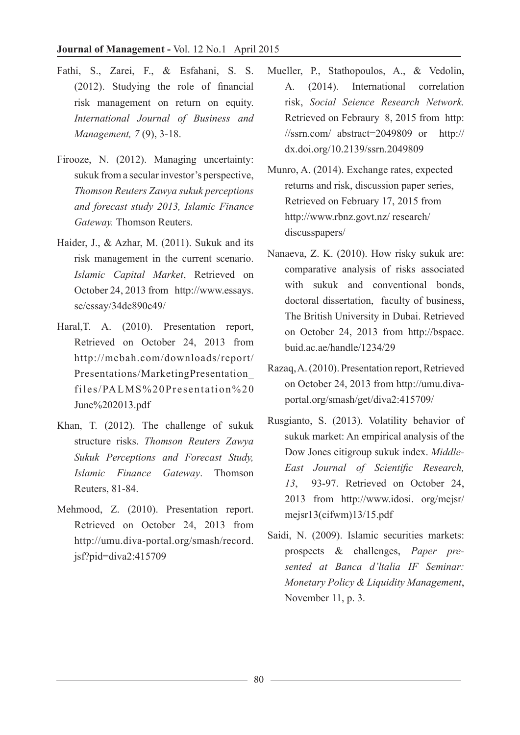Fathi, S., Zarei, F., & Esfahani, S. S. (2012). Studying the role of financial risk management on return on equity. *International Journal of Business and Management, 7* (9), 3-18.

Firooze, N. (2012). Managing uncertainty: sukuk from a secular investor's perspective, *Thomson Reuters Zawya sukuk perceptions and forecast study 2013, Islamic Finance Gateway.* Thomson Reuters.

Haider, J., & Azhar, M. (2011). Sukuk and its risk management in the current scenario. *Islamic Capital Market*, Retrieved on October 24, 2013 from http://www.essays.se/essay/34de890c49/

Haral,T. A. (2010). Presentation report, Retrieved on October 24, 2013 from http://mcbah.com/downloads/report/Presentations/MarketingPresentation_files/PALMS%20Presentation%20June%202013.pdf

Khan, T. (2012). The challenge of sukuk structure risks. *Thomson Reuters Zawya Sukuk Perceptions and Forecast Study, Islamic Finance Gateway*. Thomson Reuters, 81-84.

Mehmood, Z. (2010). Presentation report. Retrieved on October 24, 2013 from http://umu.diva-portal.org/smash/record.jsf?pid=diva2:415709

Mueller, P., Stathopoulos, A., & Vedolin, A. (2014). International correlation risk, *Social Seience Research Network.* Retrieved on Febraury 8, 2015 from http://ssrn.com/ abstract=2049809 or http://dx.doi.org/10.2139/ssrn.2049809

Munro, A. (2014). Exchange rates, expected returns and risk, discussion paper series, Retrieved on February 17, 2015 from http://www.rbnz.govt.nz/ research/ discusspapers/

Nanaeva, Z. K. (2010). How risky sukuk are: comparative analysis of risks associated with sukuk and conventional bonds, doctoral dissertation, faculty of business, The British University in Dubai. Retrieved on October 24, 2013 from http://bspace.buid.ac.ae/handle/1234/29

Razaq, A. (2010). Presentation report, Retrieved on October 24, 2013 from http://umu.diva-portal.org/smash/get/diva2:415709/

Rusgianto, S. (2013). Volatility behavior of sukuk market: An empirical analysis of the Dow Jones citigroup sukuk index. *Middle-East Journal of Scientific Research, 13*, 93-97. Retrieved on October 24, 2013 from http://www.idosi. org/mejsr/mejsr13(cifwm)13/15.pdf

Saidi, N. (2009). Islamic securities markets: prospects & challenges, *Paper presented at Banca d'ltalia IF Seminar: Monetary Policy & Liquidity Management*, November 11, p. 3.